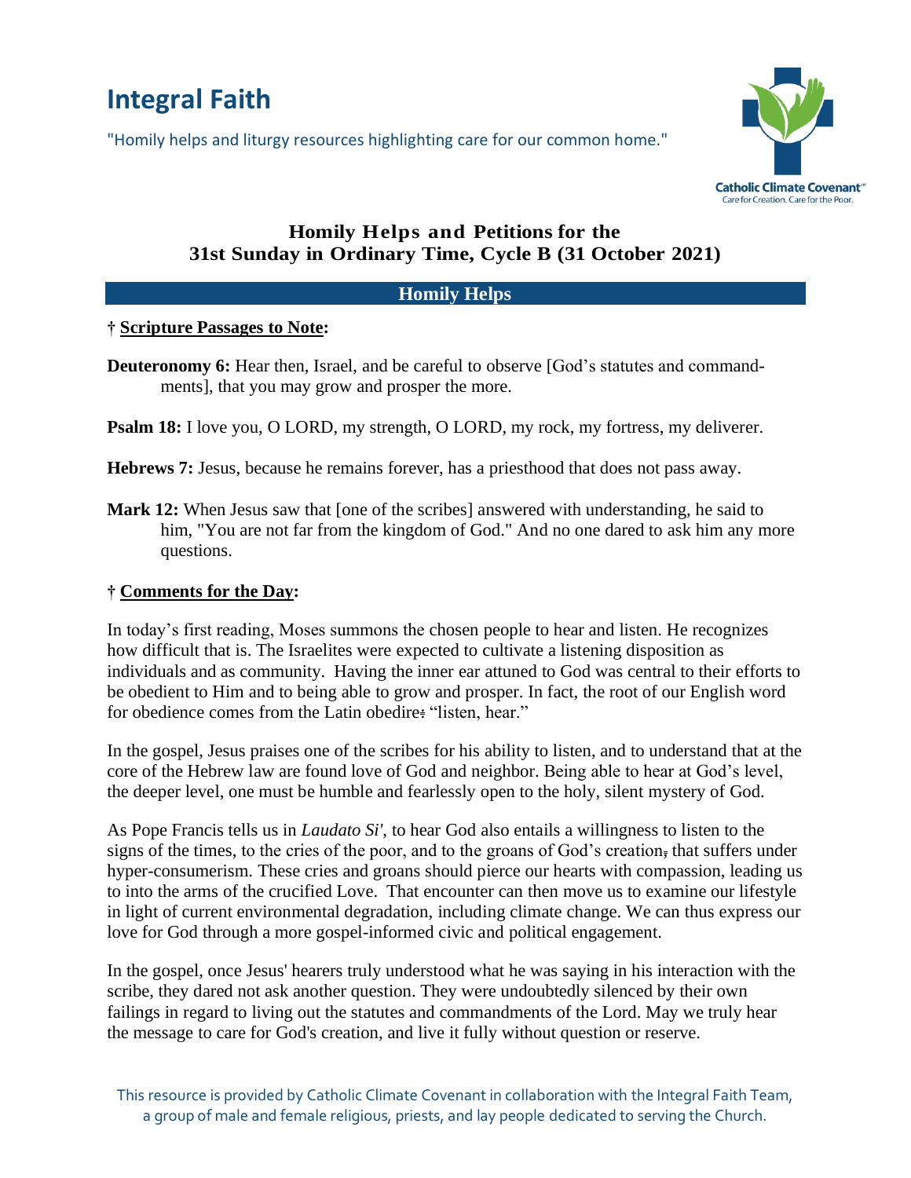# Integral Faith

"Homily helps and liturgy resources highlighting care for our common home."

Catholic Climate Covenant
Care for Creation. Care for the Poor.

## Homily Helps and Petitions for the 31st Sunday in Ordinary Time, Cycle B (31 October 2021)

### Homily Helps

**† Scripture Passages to Note:**

**Deuteronomy 6:** Hear then, Israel, and be careful to observe [God's statutes and commandments], that you may grow and prosper the more.

**Psalm 18:** I love you, O LORD, my strength, O LORD, my rock, my fortress, my deliverer.

**Hebrews 7:** Jesus, because he remains forever, has a priesthood that does not pass away.

**Mark 12:** When Jesus saw that [one of the scribes] answered with understanding, he said to him, "You are not far from the kingdom of God." And no one dared to ask him any more questions.

**† Comments for the Day:**

In today's first reading, Moses summons the chosen people to hear and listen. He recognizes how difficult that is. The Israelites were expected to cultivate a listening disposition as individuals and as community. Having the inner ear attuned to God was central to their efforts to be obedient to Him and to being able to grow and prosper. In fact, the root of our English word for obedience comes from the Latin obedire: "listen, hear."

In the gospel, Jesus praises one of the scribes for his ability to listen, and to understand that at the core of the Hebrew law are found love of God and neighbor. Being able to hear at God's level, the deeper level, one must be humble and fearlessly open to the holy, silent mystery of God.

As Pope Francis tells us in *Laudato Si'*, to hear God also entails a willingness to listen to the signs of the times, to the cries of the poor, and to the groans of God's creation, that suffers under hyper-consumerism. These cries and groans should pierce our hearts with compassion, leading us to into the arms of the crucified Love. That encounter can then move us to examine our lifestyle in light of current environmental degradation, including climate change. We can thus express our love for God through a more gospel-informed civic and political engagement.

In the gospel, once Jesus' hearers truly understood what he was saying in his interaction with the scribe, they dared not ask another question. They were undoubtedly silenced by their own failings in regard to living out the statutes and commandments of the Lord. May we truly hear the message to care for God's creation, and live it fully without question or reserve.

This resource is provided by Catholic Climate Covenant in collaboration with the Integral Faith Team, a group of male and female religious, priests, and lay people dedicated to serving the Church.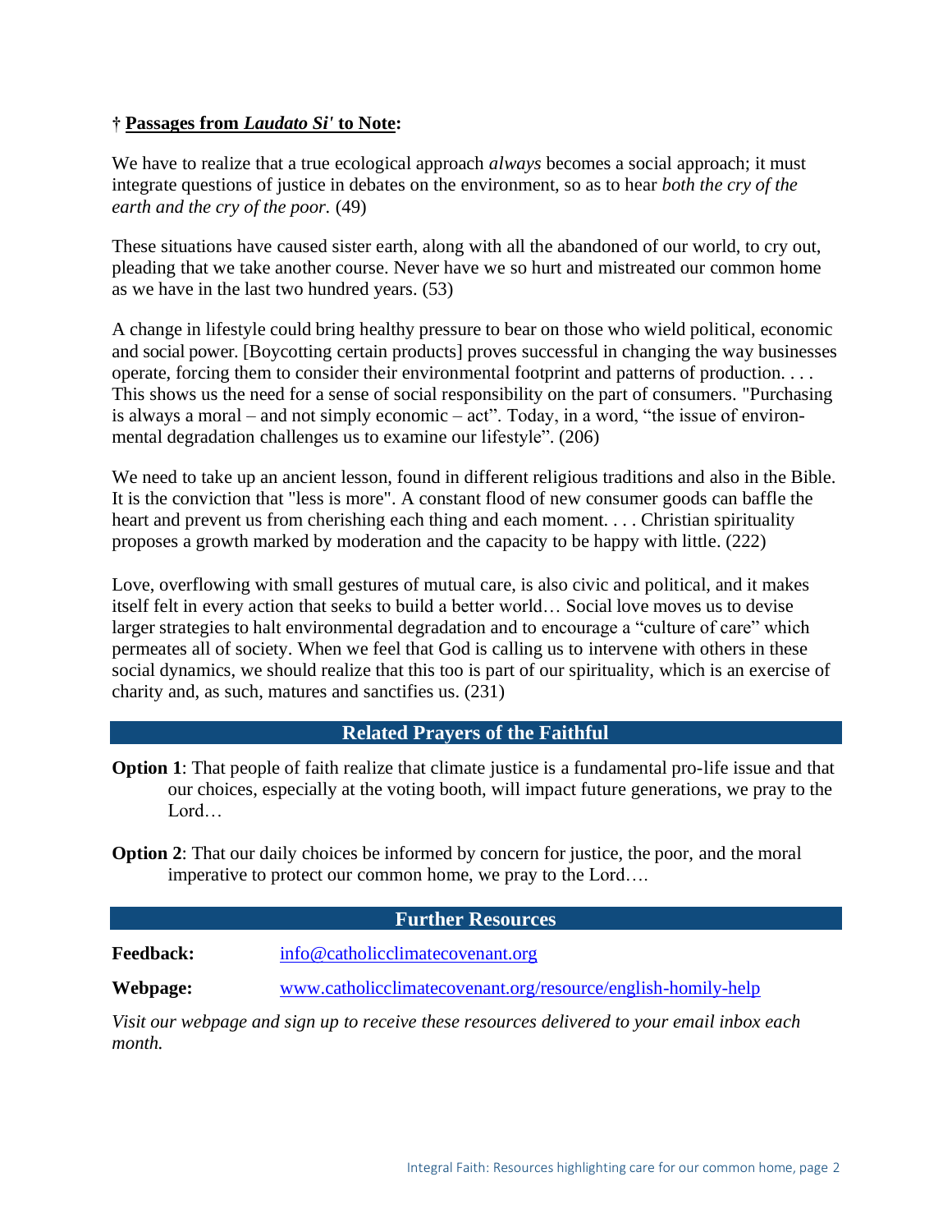**† Passages from *Laudato Si'* to Note:**

We have to realize that a true ecological approach *always* becomes a social approach; it must integrate questions of justice in debates on the environment, so as to hear *both the cry of the earth and the cry of the poor.* (49)

These situations have caused sister earth, along with all the abandoned of our world, to cry out, pleading that we take another course. Never have we so hurt and mistreated our common home as we have in the last two hundred years. (53)

A change in lifestyle could bring healthy pressure to bear on those who wield political, economic and social power. [Boycotting certain products] proves successful in changing the way businesses operate, forcing them to consider their environmental footprint and patterns of production. . . . This shows us the need for a sense of social responsibility on the part of consumers. "Purchasing is always a moral – and not simply economic – act". Today, in a word, "the issue of environmental degradation challenges us to examine our lifestyle". (206)

We need to take up an ancient lesson, found in different religious traditions and also in the Bible. It is the conviction that "less is more". A constant flood of new consumer goods can baffle the heart and prevent us from cherishing each thing and each moment. . . . Christian spirituality proposes a growth marked by moderation and the capacity to be happy with little. (222)

Love, overflowing with small gestures of mutual care, is also civic and political, and it makes itself felt in every action that seeks to build a better world… Social love moves us to devise larger strategies to halt environmental degradation and to encourage a "culture of care" which permeates all of society. When we feel that God is calling us to intervene with others in these social dynamics, we should realize that this too is part of our spirituality, which is an exercise of charity and, as such, matures and sanctifies us. (231)

## Related Prayers of the Faithful

**Option 1**: That people of faith realize that climate justice is a fundamental pro-life issue and that our choices, especially at the voting booth, will impact future generations, we pray to the Lord…

**Option 2**: That our daily choices be informed by concern for justice, the poor, and the moral imperative to protect our common home, we pray to the Lord….

## Further Resources

**Feedback:** info@catholicclimatecovenant.org

**Webpage:** www.catholicclimatecovenant.org/resource/english-homily-help

*Visit our webpage and sign up to receive these resources delivered to your email inbox each month.*